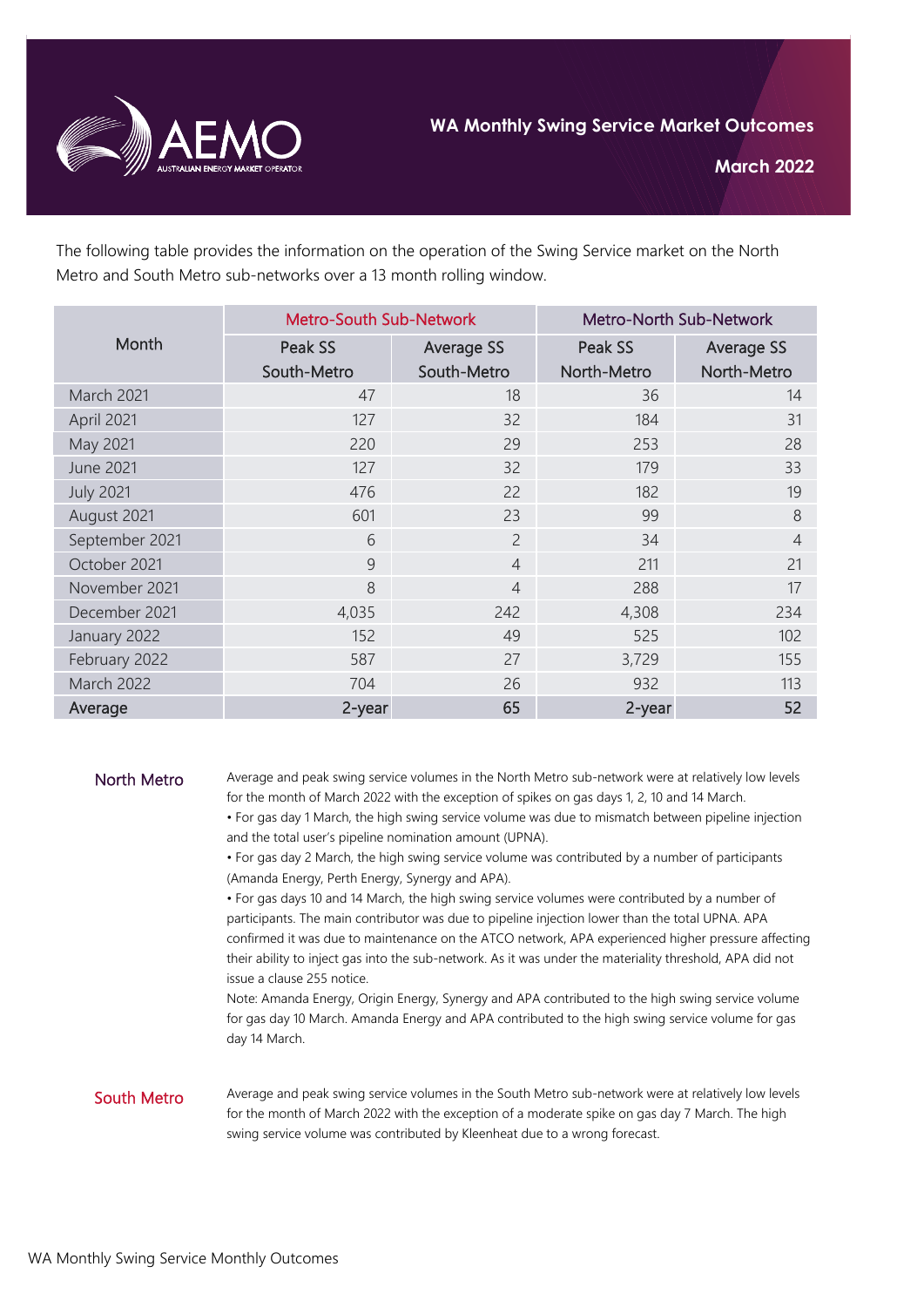# WA Monthly Swing Service Market Outcomes

## March 2022

The following table provides the information on the operation of the Swing Service market on the North Metro and South Metro sub-networks over a 13 month rolling window.

| Month | Metro-South Sub-Network | | Metro-North Sub-Network | |
|---|---|---|---|---|
| | Peak SS South-Metro | Average SS South-Metro | Peak SS North-Metro | Average SS North-Metro |
| March 2021 | 47 | 18 | 36 | 14 |
| April 2021 | 127 | 32 | 184 | 31 |
| May 2021 | 220 | 29 | 253 | 28 |
| June 2021 | 127 | 32 | 179 | 33 |
| July 2021 | 476 | 22 | 182 | 19 |
| August 2021 | 601 | 23 | 99 | 8 |
| September 2021 | 6 | 2 | 34 | 4 |
| October 2021 | 9 | 4 | 211 | 21 |
| November 2021 | 8 | 4 | 288 | 17 |
| December 2021 | 4,035 | 242 | 4,308 | 234 |
| January 2022 | 152 | 49 | 525 | 102 |
| February 2022 | 587 | 27 | 3,729 | 155 |
| March 2022 | 704 | 26 | 932 | 113 |
| **Average** | **2-year** | **65** | **2-year** | **52** |

### North Metro

Average and peak swing service volumes in the North Metro sub-network were at relatively low levels for the month of March 2022 with the exception of spikes on gas days 1, 2, 10 and 14 March.

- For gas day 1 March, the high swing service volume was due to mismatch between pipeline injection and the total user's pipeline nomination amount (UPNA).
- For gas day 2 March, the high swing service volume was contributed by a number of participants (Amanda Energy, Perth Energy, Synergy and APA).
- For gas days 10 and 14 March, the high swing service volumes were contributed by a number of participants. The main contributor was due to pipeline injection lower than the total UPNA. APA confirmed it was due to maintenance on the ATCO network, APA experienced higher pressure affecting their ability to inject gas into the sub-network. As it was under the materiality threshold, APA did not issue a clause 255 notice.

Note: Amanda Energy, Origin Energy, Synergy and APA contributed to the high swing service volume for gas day 10 March. Amanda Energy and APA contributed to the high swing service volume for gas day 14 March.

### South Metro

Average and peak swing service volumes in the South Metro sub-network were at relatively low levels for the month of March 2022 with the exception of a moderate spike on gas day 7 March. The high swing service volume was contributed by Kleenheat due to a wrong forecast.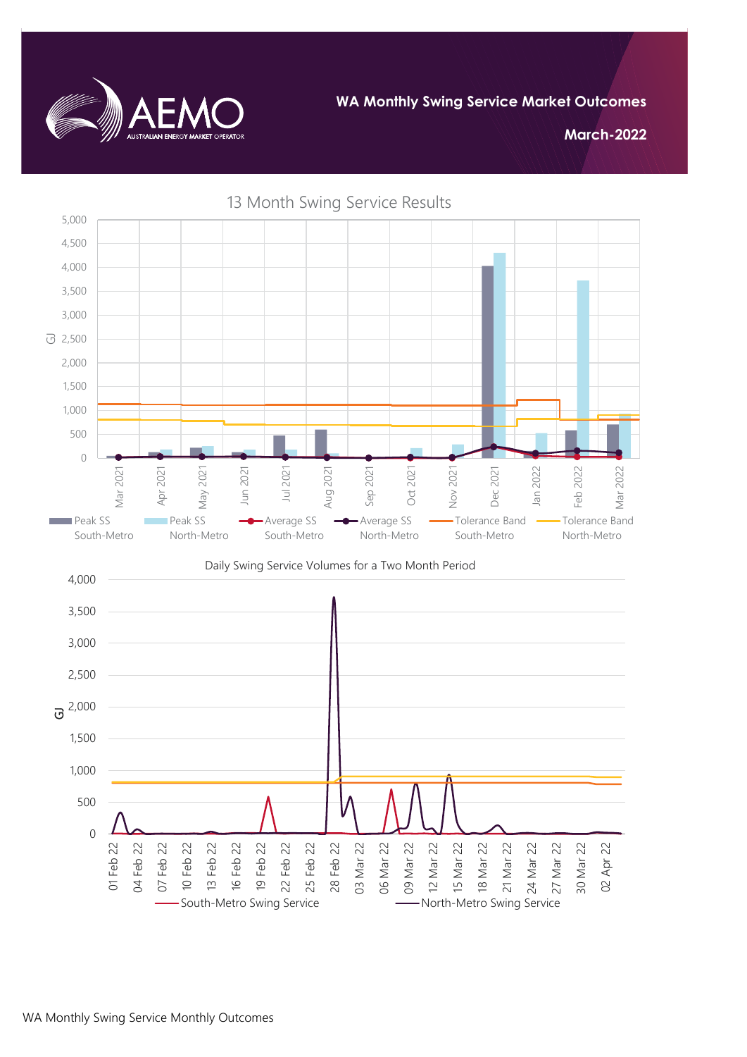**WA Monthly Swing Service Market Outcomes**

**March-2022**

13 Month Swing Service Results

Daily Swing Service Volumes for a Two Month Period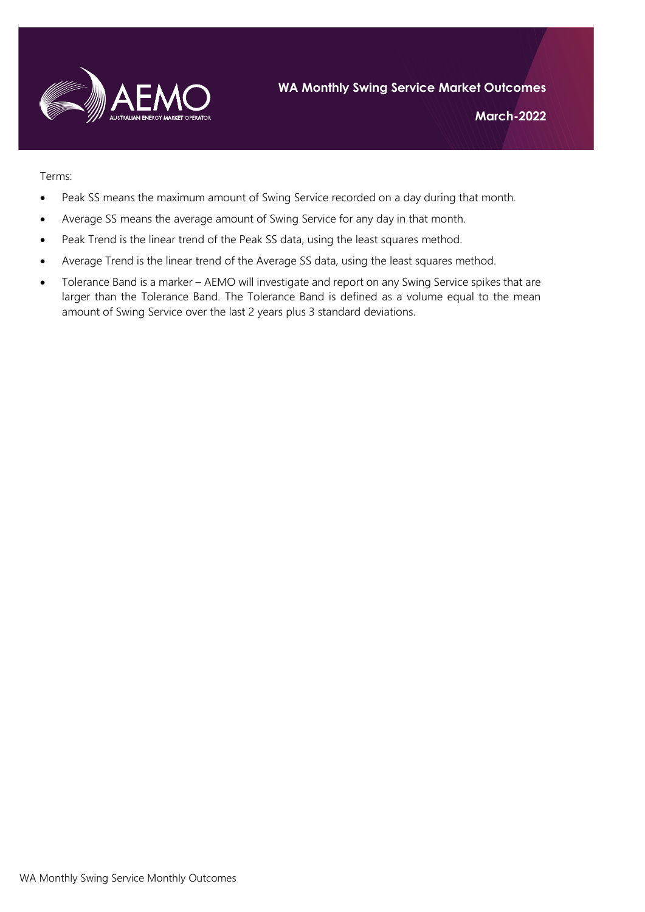# WA Monthly Swing Service Market Outcomes

**March-2022**

Terms:

- Peak SS means the maximum amount of Swing Service recorded on a day during that month.
- Average SS means the average amount of Swing Service for any day in that month.
- Peak Trend is the linear trend of the Peak SS data, using the least squares method.
- Average Trend is the linear trend of the Average SS data, using the least squares method.
- Tolerance Band is a marker – AEMO will investigate and report on any Swing Service spikes that are larger than the Tolerance Band. The Tolerance Band is defined as a volume equal to the mean amount of Swing Service over the last 2 years plus 3 standard deviations.